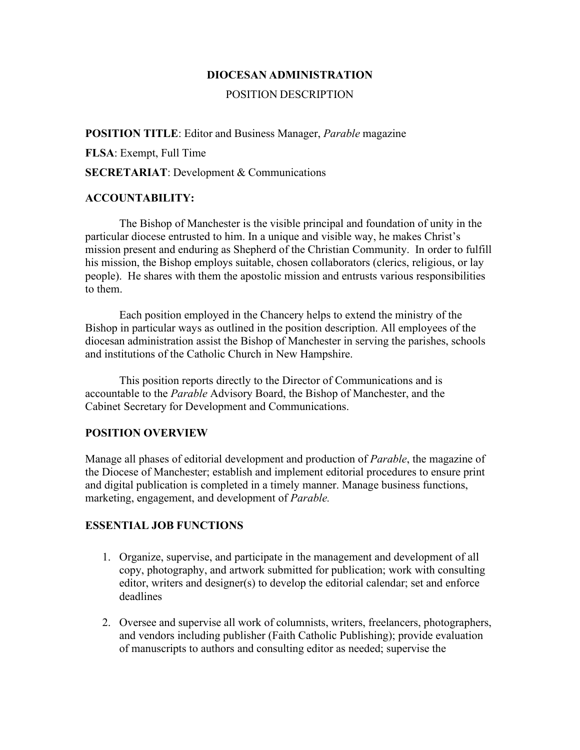# DIOCESAN ADMINISTRATION

## POSITION DESCRIPTION

**POSITION TITLE**: Editor and Business Manager, *Parable* magazine

**FLSA**: Exempt, Full Time

**SECRETARIAT**: Development & Communications

### ACCOUNTABILITY:

The Bishop of Manchester is the visible principal and foundation of unity in the particular diocese entrusted to him. In a unique and visible way, he makes Christ's mission present and enduring as Shepherd of the Christian Community. In order to fulfill his mission, the Bishop employs suitable, chosen collaborators (clerics, religious, or lay people). He shares with them the apostolic mission and entrusts various responsibilities to them.

Each position employed in the Chancery helps to extend the ministry of the Bishop in particular ways as outlined in the position description. All employees of the diocesan administration assist the Bishop of Manchester in serving the parishes, schools and institutions of the Catholic Church in New Hampshire.

This position reports directly to the Director of Communications and is accountable to the *Parable* Advisory Board, the Bishop of Manchester, and the Cabinet Secretary for Development and Communications.

### POSITION OVERVIEW

Manage all phases of editorial development and production of *Parable*, the magazine of the Diocese of Manchester; establish and implement editorial procedures to ensure print and digital publication is completed in a timely manner. Manage business functions, marketing, engagement, and development of *Parable.*

### ESSENTIAL JOB FUNCTIONS

1. Organize, supervise, and participate in the management and development of all copy, photography, and artwork submitted for publication; work with consulting editor, writers and designer(s) to develop the editorial calendar; set and enforce deadlines

2. Oversee and supervise all work of columnists, writers, freelancers, photographers, and vendors including publisher (Faith Catholic Publishing); provide evaluation of manuscripts to authors and consulting editor as needed; supervise the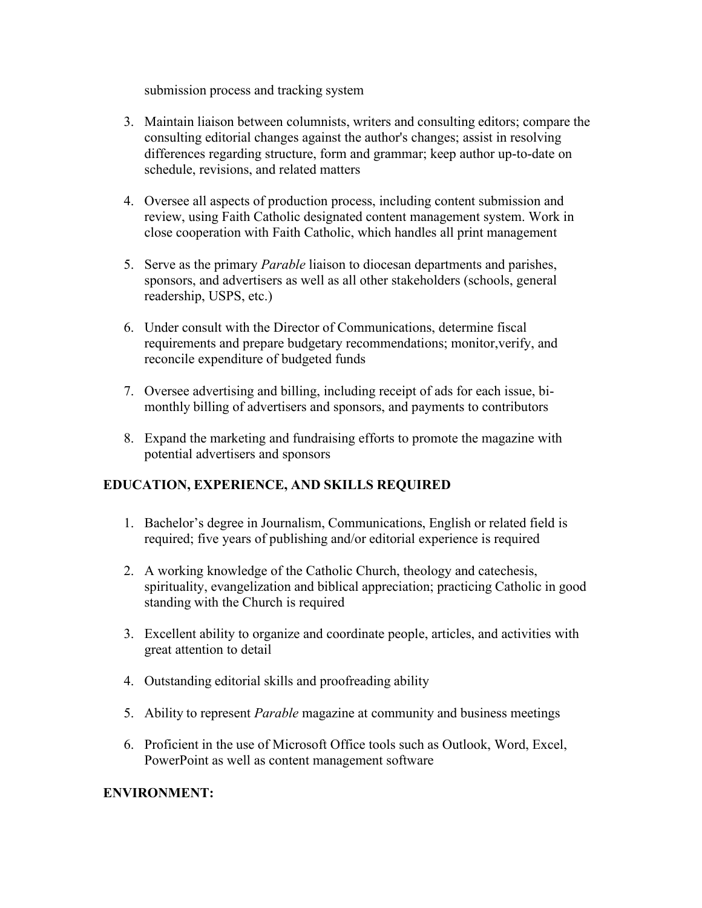submission process and tracking system

3. Maintain liaison between columnists, writers and consulting editors; compare the consulting editorial changes against the author's changes; assist in resolving differences regarding structure, form and grammar; keep author up-to-date on schedule, revisions, and related matters

4. Oversee all aspects of production process, including content submission and review, using Faith Catholic designated content management system. Work in close cooperation with Faith Catholic, which handles all print management

5. Serve as the primary *Parable* liaison to diocesan departments and parishes, sponsors, and advertisers as well as all other stakeholders (schools, general readership, USPS, etc.)

6. Under consult with the Director of Communications, determine fiscal requirements and prepare budgetary recommendations; monitor,verify, and reconcile expenditure of budgeted funds

7. Oversee advertising and billing, including receipt of ads for each issue, bi-monthly billing of advertisers and sponsors, and payments to contributors

8. Expand the marketing and fundraising efforts to promote the magazine with potential advertisers and sponsors

## EDUCATION, EXPERIENCE, AND SKILLS REQUIRED

1. Bachelor's degree in Journalism, Communications, English or related field is required; five years of publishing and/or editorial experience is required

2. A working knowledge of the Catholic Church, theology and catechesis, spirituality, evangelization and biblical appreciation; practicing Catholic in good standing with the Church is required

3. Excellent ability to organize and coordinate people, articles, and activities with great attention to detail

4. Outstanding editorial skills and proofreading ability

5. Ability to represent *Parable* magazine at community and business meetings

6. Proficient in the use of Microsoft Office tools such as Outlook, Word, Excel, PowerPoint as well as content management software

## ENVIRONMENT: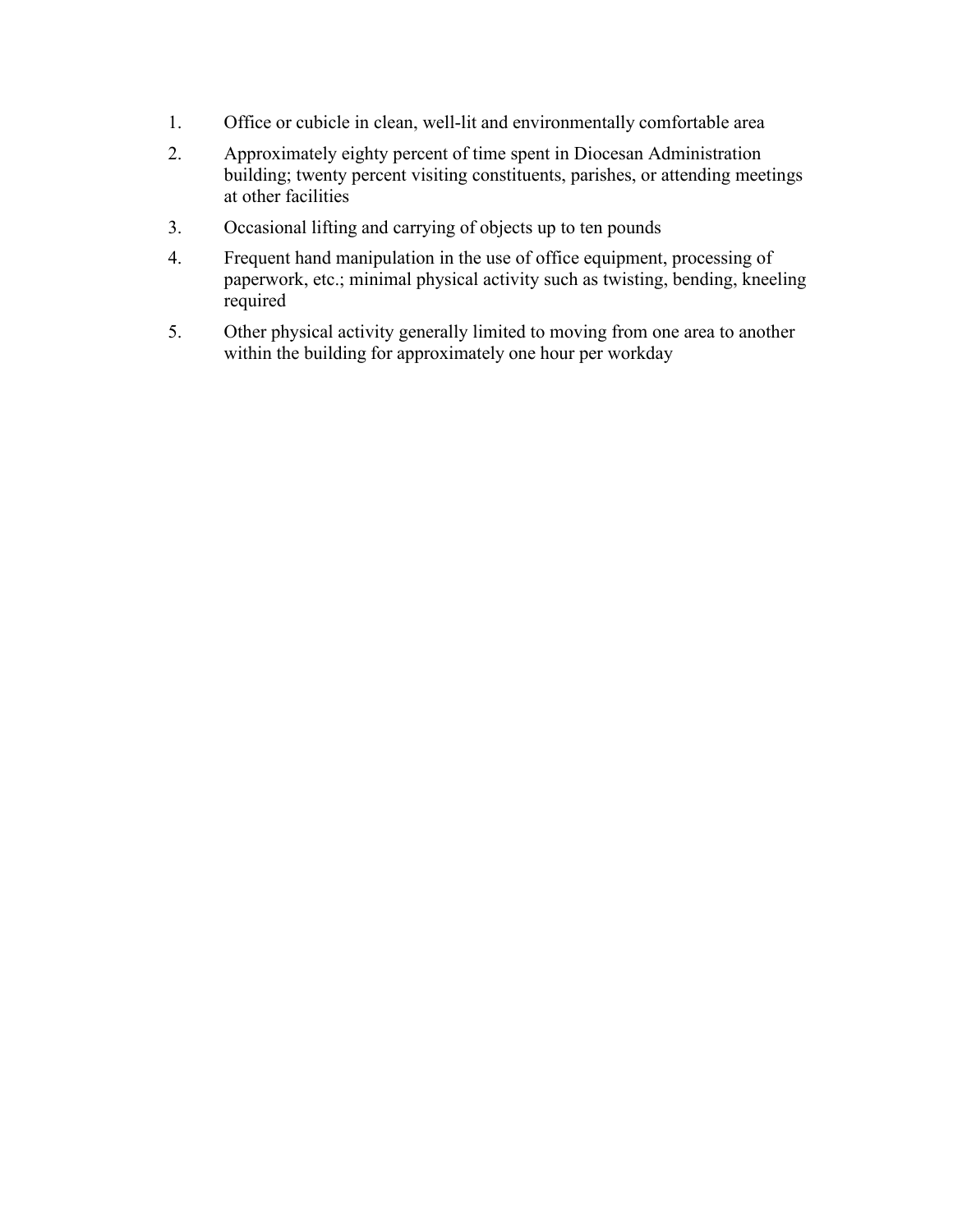1. Office or cubicle in clean, well-lit and environmentally comfortable area
2. Approximately eighty percent of time spent in Diocesan Administration building; twenty percent visiting constituents, parishes, or attending meetings at other facilities
3. Occasional lifting and carrying of objects up to ten pounds
4. Frequent hand manipulation in the use of office equipment, processing of paperwork, etc.; minimal physical activity such as twisting, bending, kneeling required
5. Other physical activity generally limited to moving from one area to another within the building for approximately one hour per workday